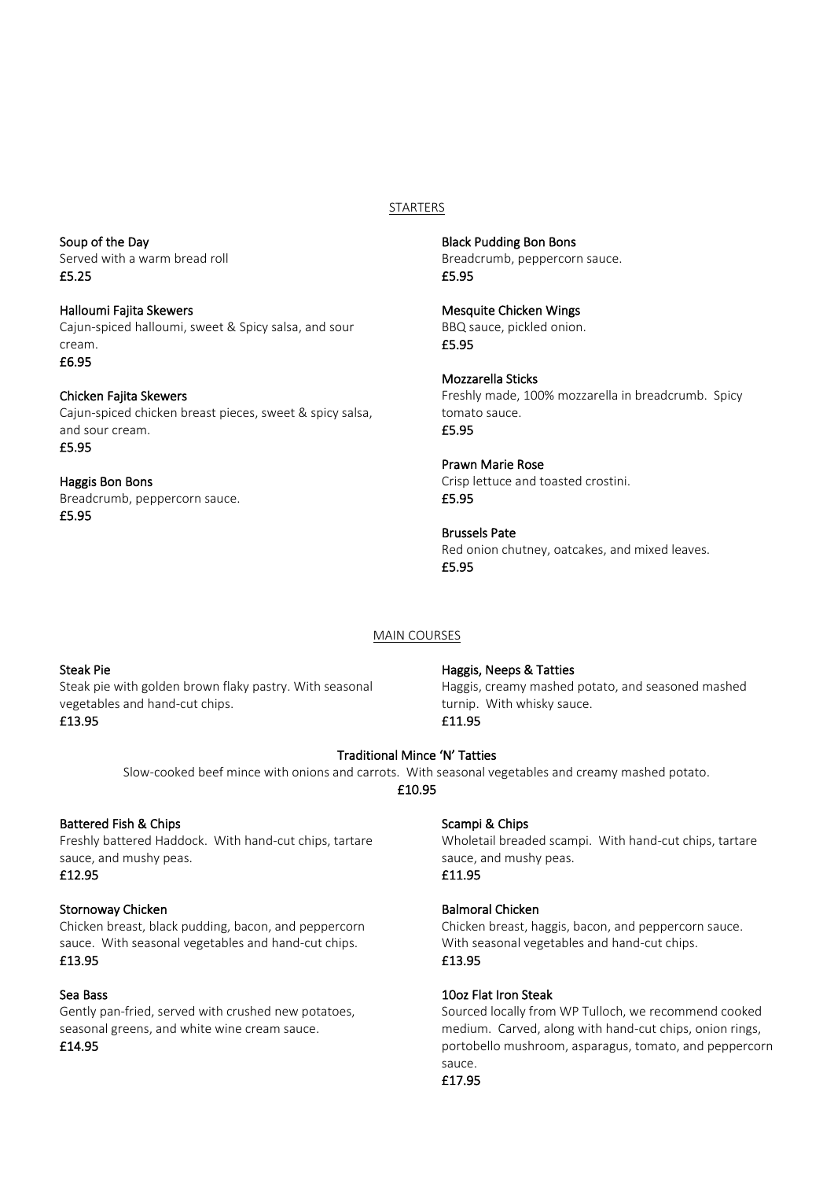## STARTERS

**Soup of the Day**
Served with a warm bread roll
**£5.25**

**Halloumi Fajita Skewers**
Cajun-spiced halloumi, sweet & Spicy salsa, and sour cream.
**£6.95**

**Chicken Fajita Skewers**
Cajun-spiced chicken breast pieces, sweet & spicy salsa, and sour cream.
**£5.95**

**Haggis Bon Bons**
Breadcrumb, peppercorn sauce.
**£5.95**

**Black Pudding Bon Bons**
Breadcrumb, peppercorn sauce.
**£5.95**

**Mesquite Chicken Wings**
BBQ sauce, pickled onion.
**£5.95**

**Mozzarella Sticks**
Freshly made, 100% mozzarella in breadcrumb. Spicy tomato sauce.
**£5.95**

**Prawn Marie Rose**
Crisp lettuce and toasted crostini.
**£5.95**

**Brussels Pate**
Red onion chutney, oatcakes, and mixed leaves.
**£5.95**

## MAIN COURSES

**Steak Pie**
Steak pie with golden brown flaky pastry. With seasonal vegetables and hand-cut chips.
**£13.95**

**Haggis, Neeps & Tatties**
Haggis, creamy mashed potato, and seasoned mashed turnip. With whisky sauce.
**£11.95**

**Traditional Mince 'N' Tatties**
Slow-cooked beef mince with onions and carrots. With seasonal vegetables and creamy mashed potato.
**£10.95**

**Battered Fish & Chips**
Freshly battered Haddock. With hand-cut chips, tartare sauce, and mushy peas.
**£12.95**

**Scampi & Chips**
Wholetail breaded scampi. With hand-cut chips, tartare sauce, and mushy peas.
**£11.95**

**Stornoway Chicken**
Chicken breast, black pudding, bacon, and peppercorn sauce. With seasonal vegetables and hand-cut chips.
**£13.95**

**Balmoral Chicken**
Chicken breast, haggis, bacon, and peppercorn sauce. With seasonal vegetables and hand-cut chips.
**£13.95**

**Sea Bass**
Gently pan-fried, served with crushed new potatoes, seasonal greens, and white wine cream sauce.
**£14.95**

**10oz Flat Iron Steak**
Sourced locally from WP Tulloch, we recommend cooked medium. Carved, along with hand-cut chips, onion rings, portobello mushroom, asparagus, tomato, and peppercorn sauce.
**£17.95**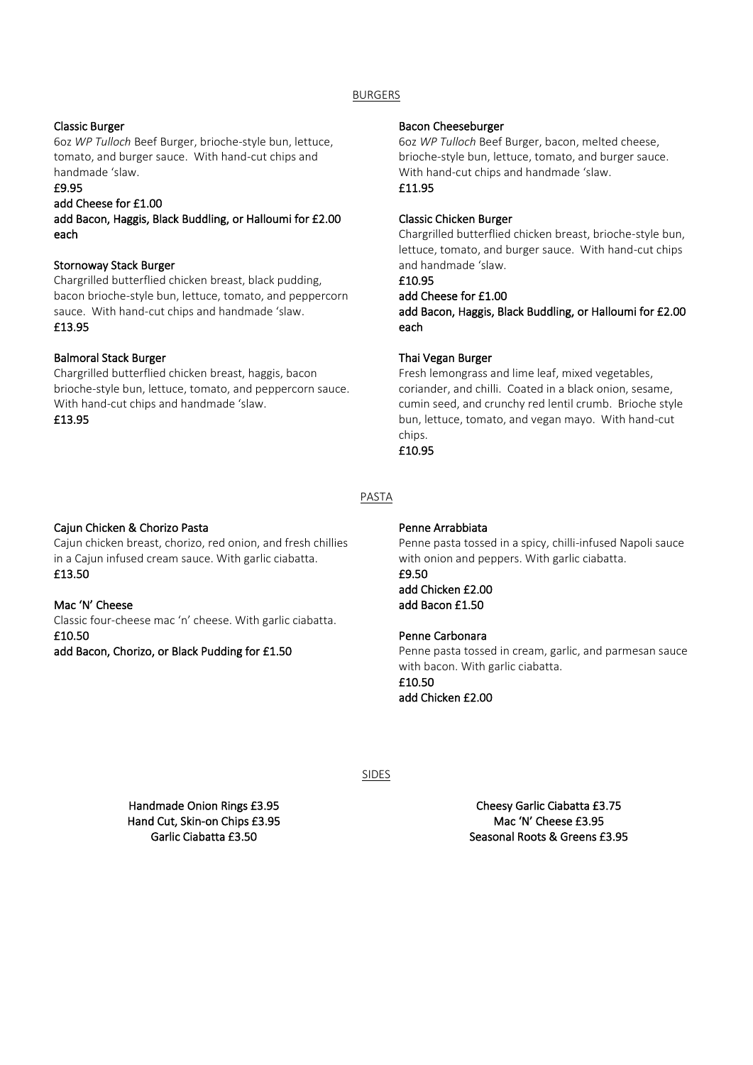## BURGERS

### Classic Burger

6oz *WP Tulloch* Beef Burger, brioche-style bun, lettuce, tomato, and burger sauce. With hand-cut chips and handmade 'slaw.

**£9.95**

**add Cheese for £1.00**

**add Bacon, Haggis, Black Buddling, or Halloumi for £2.00 each**

### Stornoway Stack Burger

Chargrilled butterflied chicken breast, black pudding, bacon brioche-style bun, lettuce, tomato, and peppercorn sauce. With hand-cut chips and handmade 'slaw.

**£13.95**

### Balmoral Stack Burger

Chargrilled butterflied chicken breast, haggis, bacon brioche-style bun, lettuce, tomato, and peppercorn sauce. With hand-cut chips and handmade 'slaw.

**£13.95**

### Bacon Cheeseburger

6oz *WP Tulloch* Beef Burger, bacon, melted cheese, brioche-style bun, lettuce, tomato, and burger sauce. With hand-cut chips and handmade 'slaw.

**£11.95**

### Classic Chicken Burger

Chargrilled butterflied chicken breast, brioche-style bun, lettuce, tomato, and burger sauce. With hand-cut chips and handmade 'slaw.

**£10.95**

**add Cheese for £1.00**

**add Bacon, Haggis, Black Buddling, or Halloumi for £2.00 each**

### Thai Vegan Burger

Fresh lemongrass and lime leaf, mixed vegetables, coriander, and chilli. Coated in a black onion, sesame, cumin seed, and crunchy red lentil crumb. Brioche style bun, lettuce, tomato, and vegan mayo. With hand-cut chips.

**£10.95**

## PASTA

### Cajun Chicken & Chorizo Pasta

Cajun chicken breast, chorizo, red onion, and fresh chillies in a Cajun infused cream sauce. With garlic ciabatta.

**£13.50**

### Mac 'N' Cheese

Classic four-cheese mac 'n' cheese. With garlic ciabatta.

**£10.50**

**add Bacon, Chorizo, or Black Pudding for £1.50**

### Penne Arrabbiata

Penne pasta tossed in a spicy, chilli-infused Napoli sauce with onion and peppers. With garlic ciabatta.

**£9.50**

**add Chicken £2.00**

**add Bacon £1.50**

### Penne Carbonara

Penne pasta tossed in cream, garlic, and parmesan sauce with bacon. With garlic ciabatta.

**£10.50**

**add Chicken £2.00**

## SIDES

Handmade Onion Rings £3.95

Hand Cut, Skin-on Chips £3.95

Garlic Ciabatta £3.50

Cheesy Garlic Ciabatta £3.75

Mac 'N' Cheese £3.95

Seasonal Roots & Greens £3.95